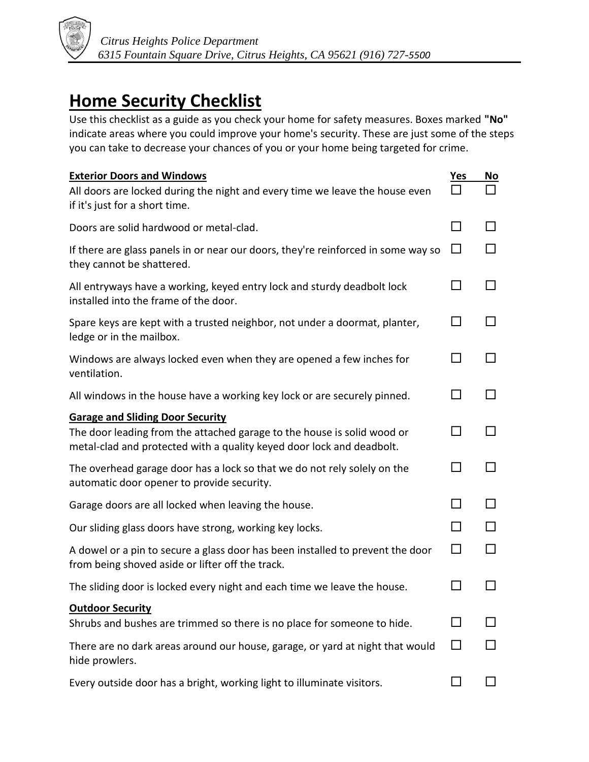*Citrus Heights Police Department*
*6315 Fountain Square Drive, Citrus Heights, CA 95621 (916) 727-5500*

# Home Security Checklist

Use this checklist as a guide as you check your home for safety measures. Boxes marked **"No"** indicate areas where you could improve your home's security. These are just some of the steps you can take to decrease your chances of you or your home being targeted for crime.

| **Exterior Doors and Windows** | **Yes** | **No** |
|---|---|---|
| All doors are locked during the night and every time we leave the house even if it's just for a short time. | ☐ | ☐ |
| Doors are solid hardwood or metal-clad. | ☐ | ☐ |
| If there are glass panels in or near our doors, they're reinforced in some way so they cannot be shattered. | ☐ | ☐ |
| All entryways have a working, keyed entry lock and sturdy deadbolt lock installed into the frame of the door. | ☐ | ☐ |
| Spare keys are kept with a trusted neighbor, not under a doormat, planter, ledge or in the mailbox. | ☐ | ☐ |
| Windows are always locked even when they are opened a few inches for ventilation. | ☐ | ☐ |
| All windows in the house have a working key lock or are securely pinned. | ☐ | ☐ |
| **Garage and Sliding Door Security** | | |
| The door leading from the attached garage to the house is solid wood or metal-clad and protected with a quality keyed door lock and deadbolt. | ☐ | ☐ |
| The overhead garage door has a lock so that we do not rely solely on the automatic door opener to provide security. | ☐ | ☐ |
| Garage doors are all locked when leaving the house. | ☐ | ☐ |
| Our sliding glass doors have strong, working key locks. | ☐ | ☐ |
| A dowel or a pin to secure a glass door has been installed to prevent the door from being shoved aside or lifter off the track. | ☐ | ☐ |
| The sliding door is locked every night and each time we leave the house. | ☐ | ☐ |
| **Outdoor Security** | | |
| Shrubs and bushes are trimmed so there is no place for someone to hide. | ☐ | ☐ |
| There are no dark areas around our house, garage, or yard at night that would hide prowlers. | ☐ | ☐ |
| Every outside door has a bright, working light to illuminate visitors. | ☐ | ☐ |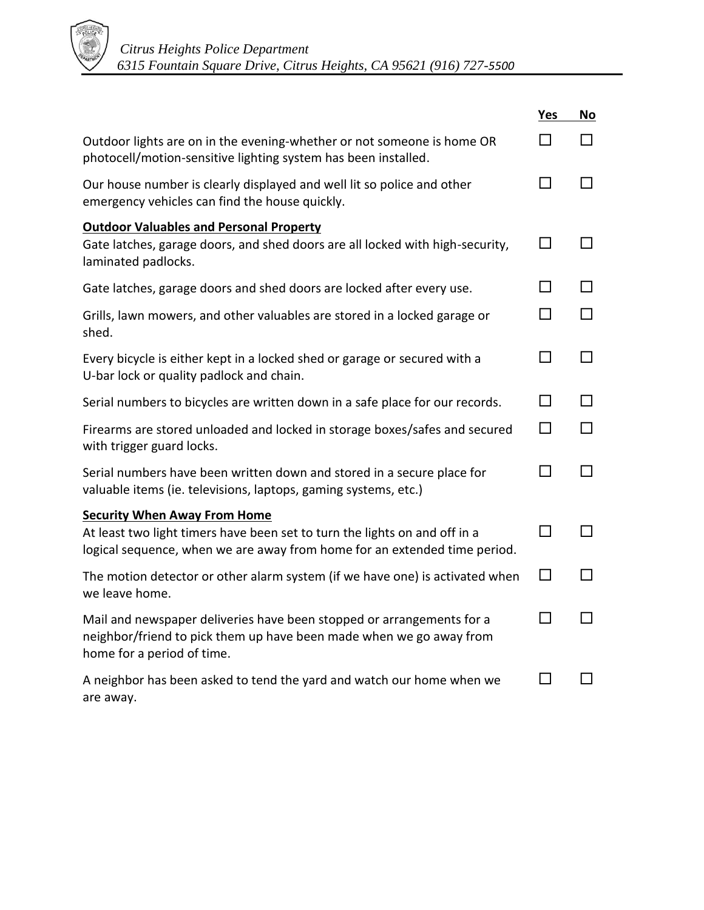| | Yes | No |
|---|---|---|
| Outdoor lights are on in the evening-whether or not someone is home OR photocell/motion-sensitive lighting system has been installed. | ☐ | ☐ |
| Our house number is clearly displayed and well lit so police and other emergency vehicles can find the house quickly. | ☐ | ☐ |
| **Outdoor Valuables and Personal Property** | | |
| Gate latches, garage doors, and shed doors are all locked with high-security, laminated padlocks. | ☐ | ☐ |
| Gate latches, garage doors and shed doors are locked after every use. | ☐ | ☐ |
| Grills, lawn mowers, and other valuables are stored in a locked garage or shed. | ☐ | ☐ |
| Every bicycle is either kept in a locked shed or garage or secured with a U-bar lock or quality padlock and chain. | ☐ | ☐ |
| Serial numbers to bicycles are written down in a safe place for our records. | ☐ | ☐ |
| Firearms are stored unloaded and locked in storage boxes/safes and secured with trigger guard locks. | ☐ | ☐ |
| Serial numbers have been written down and stored in a secure place for valuable items (ie. televisions, laptops, gaming systems, etc.) | ☐ | ☐ |
| **Security When Away From Home** | | |
| At least two light timers have been set to turn the lights on and off in a logical sequence, when we are away from home for an extended time period. | ☐ | ☐ |
| The motion detector or other alarm system (if we have one) is activated when we leave home. | ☐ | ☐ |
| Mail and newspaper deliveries have been stopped or arrangements for a neighbor/friend to pick them up have been made when we go away from home for a period of time. | ☐ | ☐ |
| A neighbor has been asked to tend the yard and watch our home when we are away. | ☐ | ☐ |